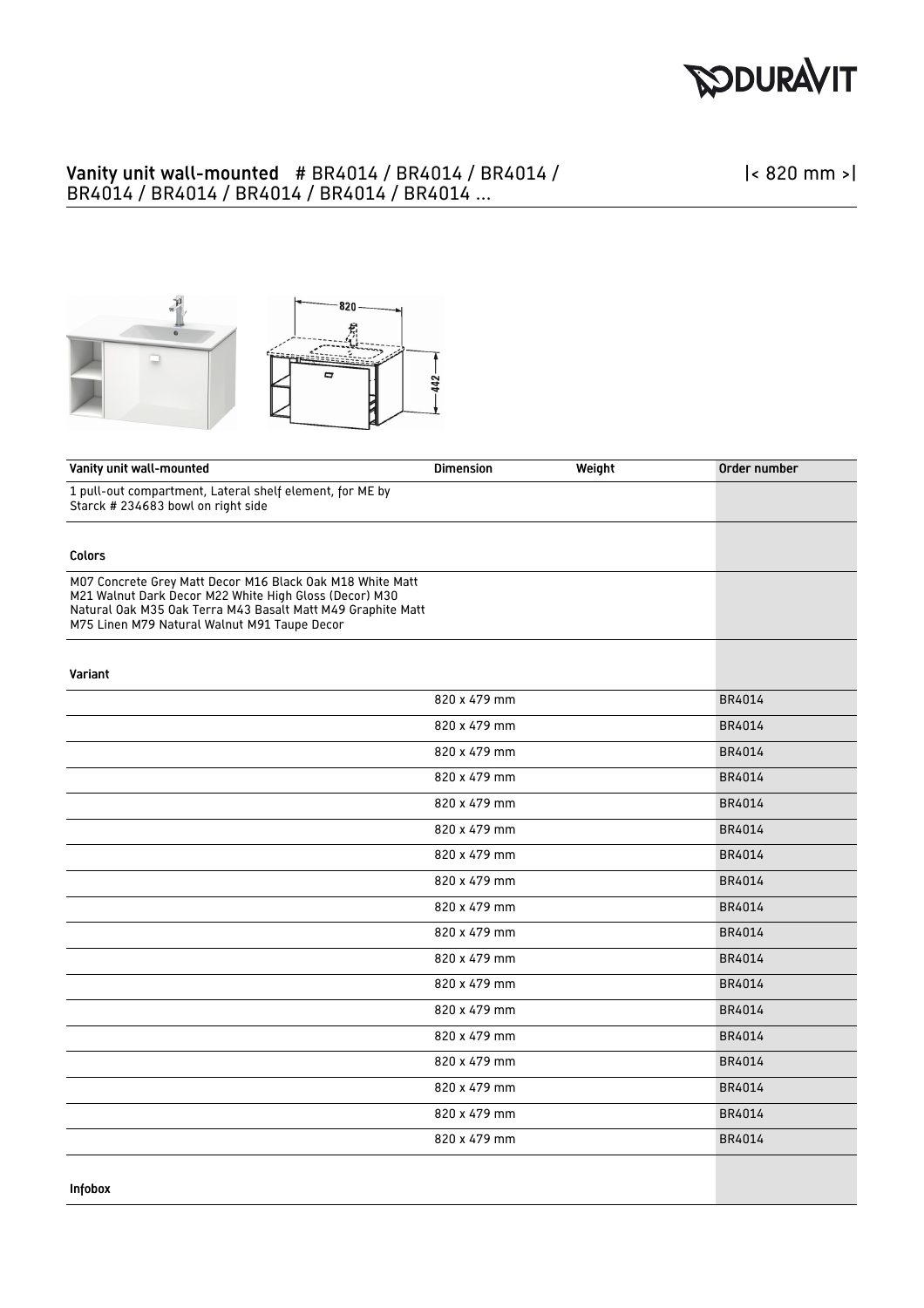# Vanity unit wall-mounted # BR4014 / BR4014 / BR4014 / BR4014 / BR4014 / BR4014 / BR4014 / BR4014 ...

|< 820 mm >|

| Vanity unit wall-mounted | Dimension | Weight | Order number |
|---|---|---|---|
| 1 pull-out compartment, Lateral shelf element, for ME by Starck # 234683 bowl on right side | | | |
| **Colors** | | | |
| M07 Concrete Grey Matt Decor M16 Black Oak M18 White Matt M21 Walnut Dark Decor M22 White High Gloss (Decor) M30 Natural Oak M35 Oak Terra M43 Basalt Matt M49 Graphite Matt M75 Linen M79 Natural Walnut M91 Taupe Decor | | | |
| **Variant** | | | |
| | 820 x 479 mm | | BR4014 |
| | 820 x 479 mm | | BR4014 |
| | 820 x 479 mm | | BR4014 |
| | 820 x 479 mm | | BR4014 |
| | 820 x 479 mm | | BR4014 |
| | 820 x 479 mm | | BR4014 |
| | 820 x 479 mm | | BR4014 |
| | 820 x 479 mm | | BR4014 |
| | 820 x 479 mm | | BR4014 |
| | 820 x 479 mm | | BR4014 |
| | 820 x 479 mm | | BR4014 |
| | 820 x 479 mm | | BR4014 |
| | 820 x 479 mm | | BR4014 |
| | 820 x 479 mm | | BR4014 |
| | 820 x 479 mm | | BR4014 |
| | 820 x 479 mm | | BR4014 |
| | 820 x 479 mm | | BR4014 |
| | 820 x 479 mm | | BR4014 |
| **Infobox** | | | |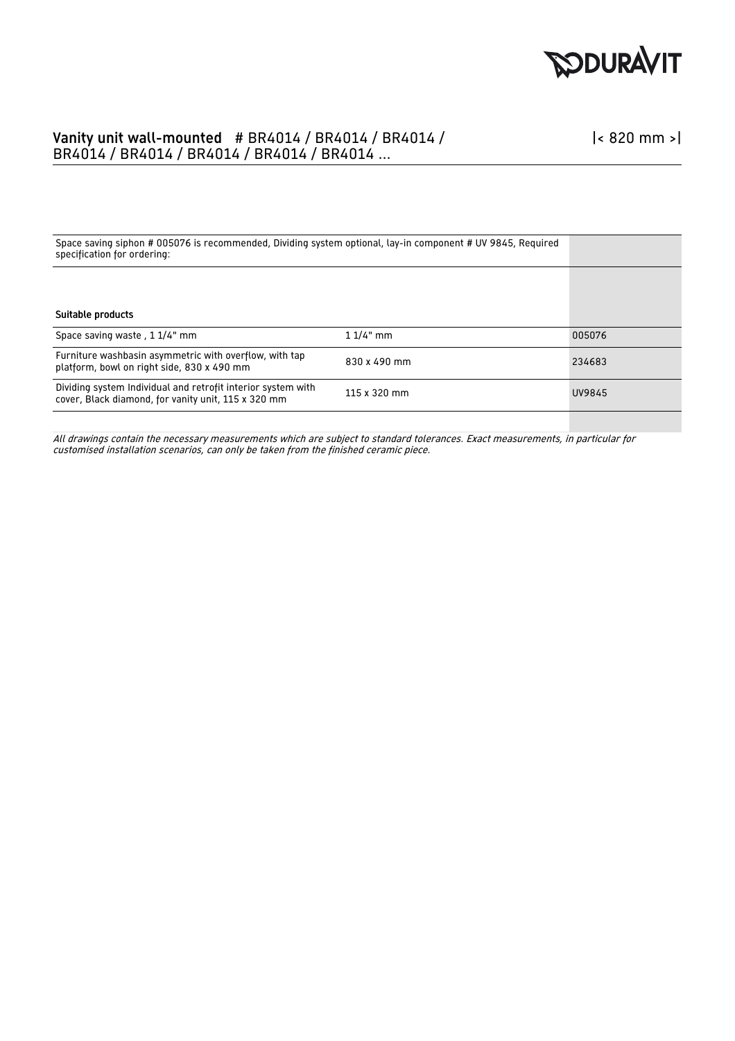## Vanity unit wall-mounted # BR4014 / BR4014 / BR4014 / BR4014 / BR4014 / BR4014 / BR4014 / BR4014 ...

|< 820 mm >|

Space saving siphon # 005076 is recommended, Dividing system optional, lay-in component # UV 9845, Required specification for ordering:

**Suitable products**

| | | |
|---|---|---|
| Space saving waste , 1 1/4" mm | 1 1/4" mm | 005076 |
| Furniture washbasin asymmetric with overflow, with tap platform, bowl on right side, 830 x 490 mm | 830 x 490 mm | 234683 |
| Dividing system Individual and retrofit interior system with cover, Black diamond, for vanity unit, 115 x 320 mm | 115 x 320 mm | UV9845 |

*All drawings contain the necessary measurements which are subject to standard tolerances. Exact measurements, in particular for customised installation scenarios, can only be taken from the finished ceramic piece.*